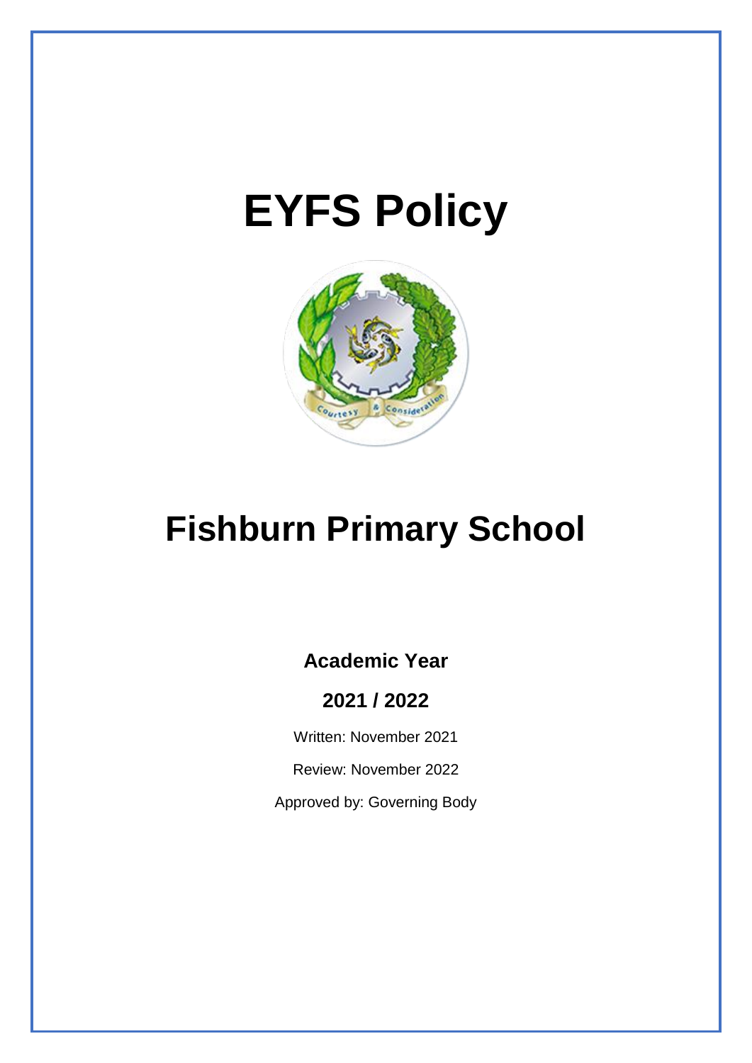# EYFS Policy

# Fishburn Primary School

**Academic Year**

**2021 / 2022**

Written: November 2021

Review: November 2022

Approved by: Governing Body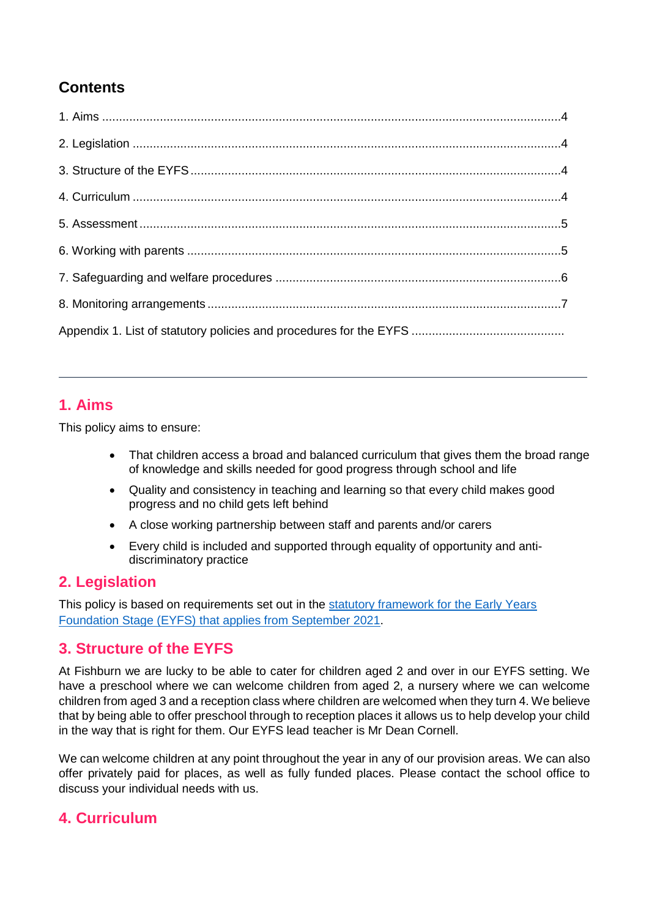## Contents

1. Aims ....................................................................................................................................4

2. Legislation ...........................................................................................................................4

3. Structure of the EYFS ..........................................................................................................4

4. Curriculum ...........................................................................................................................4

5. Assessment ..........................................................................................................................5

6. Working with parents ...........................................................................................................5

7. Safeguarding and welfare procedures ..................................................................................6

8. Monitoring arrangements .....................................................................................................7

Appendix 1. List of statutory policies and procedures for the EYFS ..............................................

---

## 1. Aims

This policy aims to ensure:

- That children access a broad and balanced curriculum that gives them the broad range of knowledge and skills needed for good progress through school and life
- Quality and consistency in teaching and learning so that every child makes good progress and no child gets left behind
- A close working partnership between staff and parents and/or carers
- Every child is included and supported through equality of opportunity and anti-discriminatory practice

## 2. Legislation

This policy is based on requirements set out in the statutory framework for the Early Years Foundation Stage (EYFS) that applies from September 2021.

## 3. Structure of the EYFS

At Fishburn we are lucky to be able to cater for children aged 2 and over in our EYFS setting. We have a preschool where we can welcome children from aged 2, a nursery where we can welcome children from aged 3 and a reception class where children are welcomed when they turn 4. We believe that by being able to offer preschool through to reception places it allows us to help develop your child in the way that is right for them. Our EYFS lead teacher is Mr Dean Cornell.

We can welcome children at any point throughout the year in any of our provision areas. We can also offer privately paid for places, as well as fully funded places. Please contact the school office to discuss your individual needs with us.

## 4. Curriculum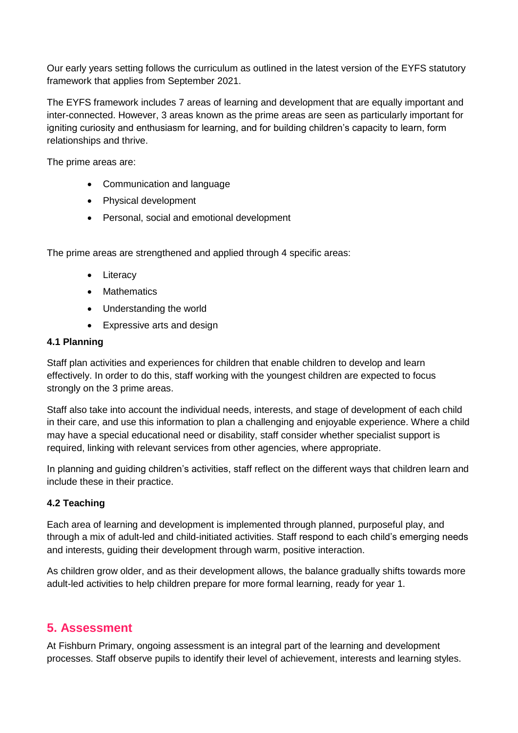Our early years setting follows the curriculum as outlined in the latest version of the EYFS statutory framework that applies from September 2021.

The EYFS framework includes 7 areas of learning and development that are equally important and inter-connected. However, 3 areas known as the prime areas are seen as particularly important for igniting curiosity and enthusiasm for learning, and for building children's capacity to learn, form relationships and thrive.

The prime areas are:

- Communication and language
- Physical development
- Personal, social and emotional development

The prime areas are strengthened and applied through 4 specific areas:

- Literacy
- Mathematics
- Understanding the world
- Expressive arts and design

### 4.1 Planning

Staff plan activities and experiences for children that enable children to develop and learn effectively. In order to do this, staff working with the youngest children are expected to focus strongly on the 3 prime areas.

Staff also take into account the individual needs, interests, and stage of development of each child in their care, and use this information to plan a challenging and enjoyable experience. Where a child may have a special educational need or disability, staff consider whether specialist support is required, linking with relevant services from other agencies, where appropriate.

In planning and guiding children's activities, staff reflect on the different ways that children learn and include these in their practice.

### 4.2 Teaching

Each area of learning and development is implemented through planned, purposeful play, and through a mix of adult-led and child-initiated activities. Staff respond to each child's emerging needs and interests, guiding their development through warm, positive interaction.

As children grow older, and as their development allows, the balance gradually shifts towards more adult-led activities to help children prepare for more formal learning, ready for year 1.

## 5. Assessment

At Fishburn Primary, ongoing assessment is an integral part of the learning and development processes. Staff observe pupils to identify their level of achievement, interests and learning styles.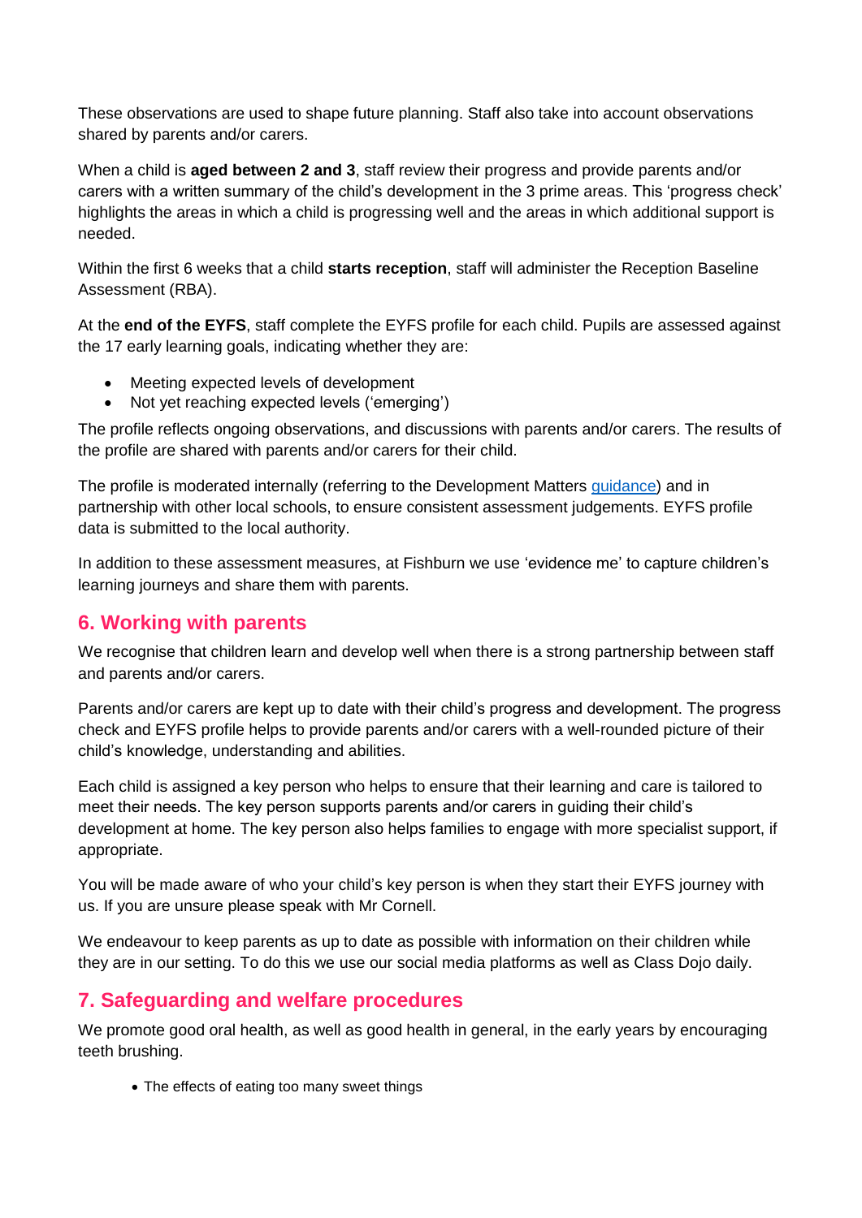These observations are used to shape future planning. Staff also take into account observations shared by parents and/or carers.

When a child is **aged between 2 and 3**, staff review their progress and provide parents and/or carers with a written summary of the child's development in the 3 prime areas. This 'progress check' highlights the areas in which a child is progressing well and the areas in which additional support is needed.

Within the first 6 weeks that a child **starts reception**, staff will administer the Reception Baseline Assessment (RBA).

At the **end of the EYFS**, staff complete the EYFS profile for each child. Pupils are assessed against the 17 early learning goals, indicating whether they are:

- Meeting expected levels of development
- Not yet reaching expected levels ('emerging')

The profile reflects ongoing observations, and discussions with parents and/or carers. The results of the profile are shared with parents and/or carers for their child.

The profile is moderated internally (referring to the Development Matters guidance) and in partnership with other local schools, to ensure consistent assessment judgements. EYFS profile data is submitted to the local authority.

In addition to these assessment measures, at Fishburn we use 'evidence me' to capture children's learning journeys and share them with parents.

## 6. Working with parents

We recognise that children learn and develop well when there is a strong partnership between staff and parents and/or carers.

Parents and/or carers are kept up to date with their child's progress and development. The progress check and EYFS profile helps to provide parents and/or carers with a well-rounded picture of their child's knowledge, understanding and abilities.

Each child is assigned a key person who helps to ensure that their learning and care is tailored to meet their needs. The key person supports parents and/or carers in guiding their child's development at home. The key person also helps families to engage with more specialist support, if appropriate.

You will be made aware of who your child's key person is when they start their EYFS journey with us. If you are unsure please speak with Mr Cornell.

We endeavour to keep parents as up to date as possible with information on their children while they are in our setting. To do this we use our social media platforms as well as Class Dojo daily.

## 7. Safeguarding and welfare procedures

We promote good oral health, as well as good health in general, in the early years by encouraging teeth brushing.

- The effects of eating too many sweet things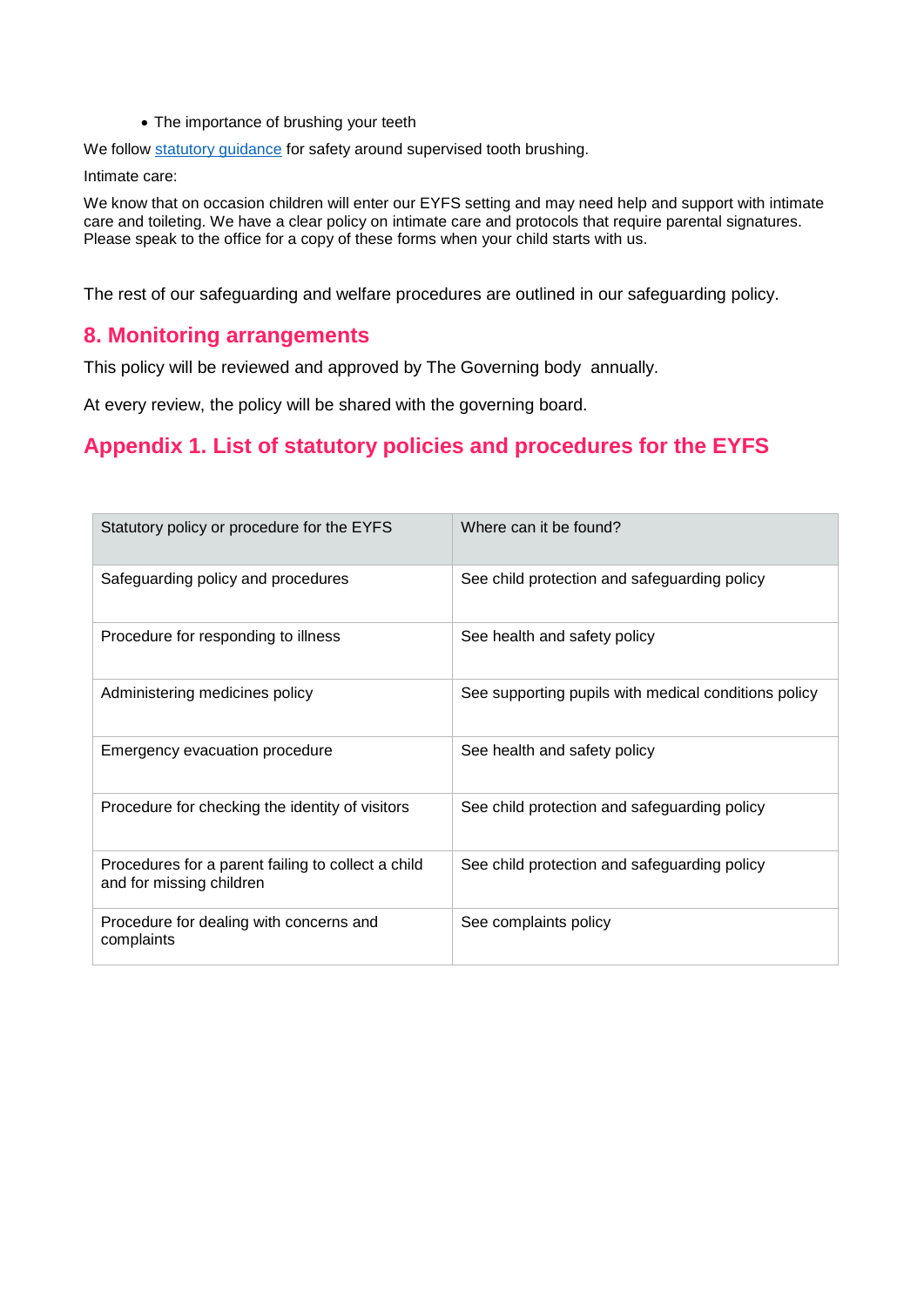- The importance of brushing your teeth

We follow [statutory guidance](statutory guidance) for safety around supervised tooth brushing.

Intimate care:

We know that on occasion children will enter our EYFS setting and may need help and support with intimate care and toileting. We have a clear policy on intimate care and protocols that require parental signatures. Please speak to the office for a copy of these forms when your child starts with us.

The rest of our safeguarding and welfare procedures are outlined in our safeguarding policy.

## 8. Monitoring arrangements

This policy will be reviewed and approved by The Governing body annually.

At every review, the policy will be shared with the governing board.

## Appendix 1. List of statutory policies and procedures for the EYFS

| Statutory policy or procedure for the EYFS | Where can it be found? |
|---|---|
| Safeguarding policy and procedures | See child protection and safeguarding policy |
| Procedure for responding to illness | See health and safety policy |
| Administering medicines policy | See supporting pupils with medical conditions policy |
| Emergency evacuation procedure | See health and safety policy |
| Procedure for checking the identity of visitors | See child protection and safeguarding policy |
| Procedures for a parent failing to collect a child and for missing children | See child protection and safeguarding policy |
| Procedure for dealing with concerns and complaints | See complaints policy |